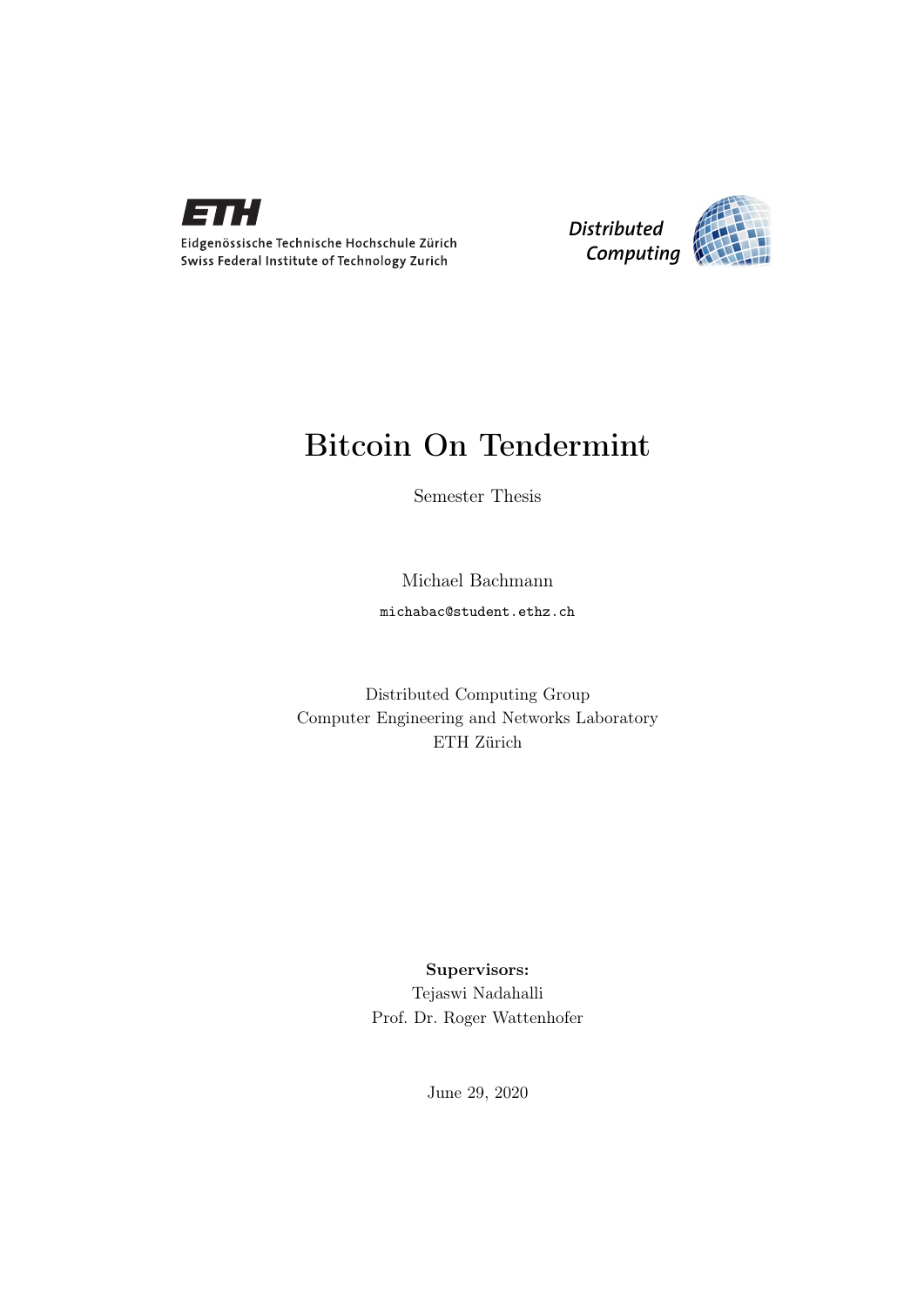Eidgenössische Technische Hochschule Zürich
Swiss Federal Institute of Technology Zurich

Distributed Computing

# Bitcoin On Tendermint

Semester Thesis

Michael Bachmann

michabac@student.ethz.ch

Distributed Computing Group
Computer Engineering and Networks Laboratory
ETH Zürich

**Supervisors:**
Tejaswi Nadahalli
Prof. Dr. Roger Wattenhofer

June 29, 2020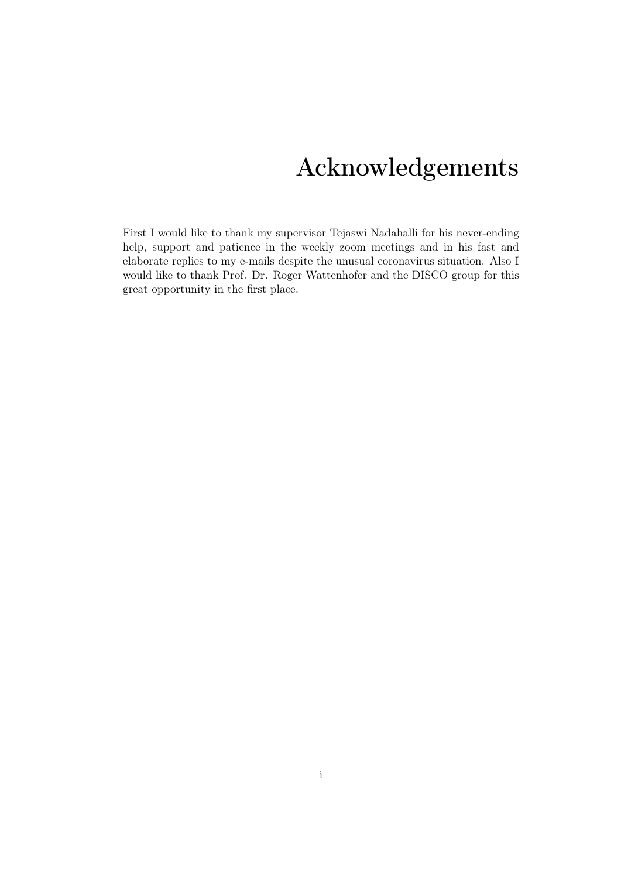# Acknowledgements

First I would like to thank my supervisor Tejaswi Nadahalli for his never-ending help, support and patience in the weekly zoom meetings and in his fast and elaborate replies to my e-mails despite the unusual coronavirus situation. Also I would like to thank Prof. Dr. Roger Wattenhofer and the DISCO group for this great opportunity in the first place.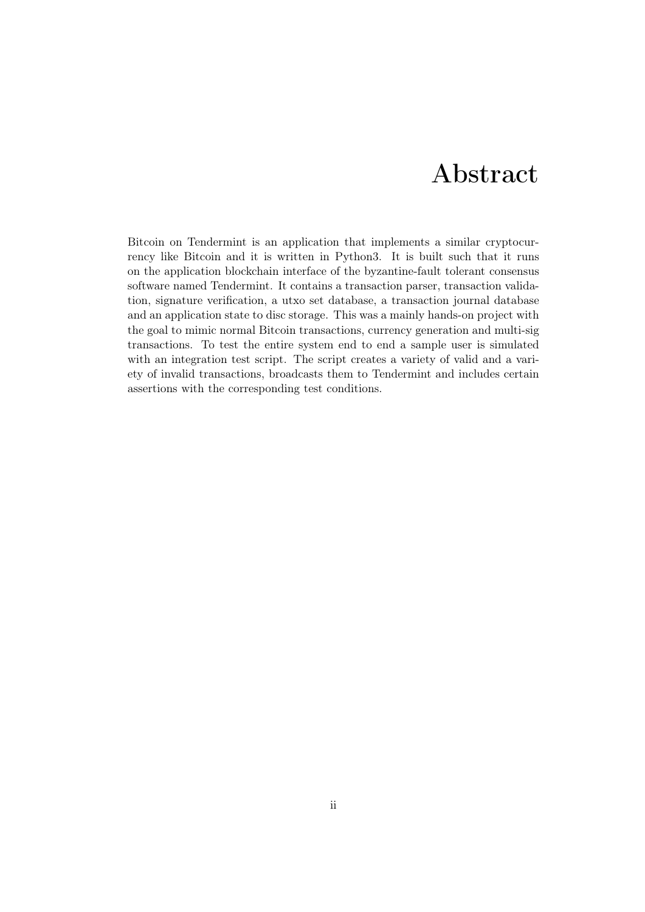# Abstract

Bitcoin on Tendermint is an application that implements a similar cryptocurrency like Bitcoin and it is written in Python3. It is built such that it runs on the application blockchain interface of the byzantine-fault tolerant consensus software named Tendermint. It contains a transaction parser, transaction validation, signature verification, a utxo set database, a transaction journal database and an application state to disc storage. This was a mainly hands-on project with the goal to mimic normal Bitcoin transactions, currency generation and multi-sig transactions. To test the entire system end to end a sample user is simulated with an integration test script. The script creates a variety of valid and a variety of invalid transactions, broadcasts them to Tendermint and includes certain assertions with the corresponding test conditions.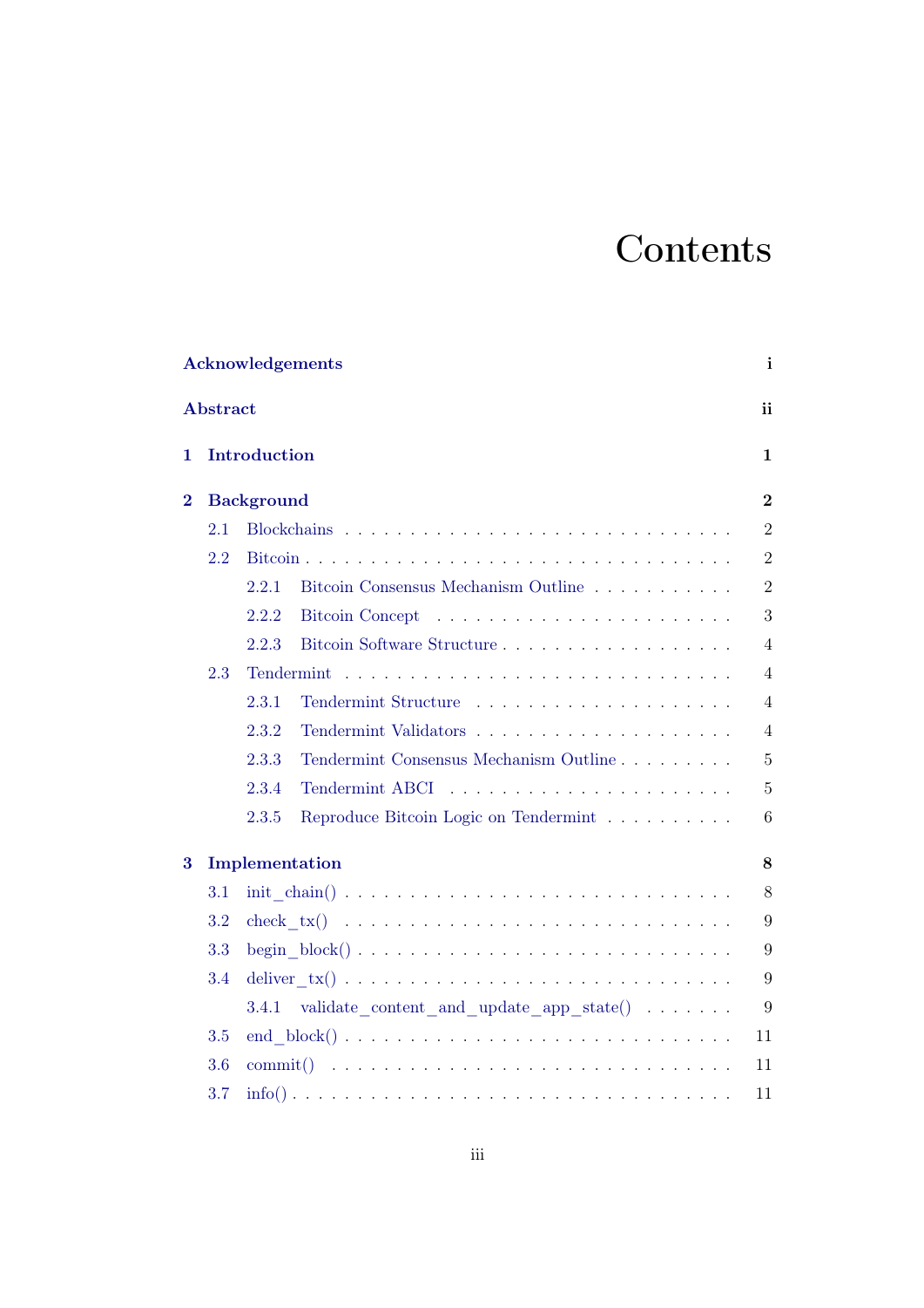# Contents

**Acknowledgements** **i**

**Abstract** **ii**

**1 Introduction** **1**

**2 Background** **2**

- 2.1 Blockchains . . . . . . . . . . . . . . . . . . . . . . . . . . . . 2
- 2.2 Bitcoin . . . . . . . . . . . . . . . . . . . . . . . . . . . . . . . 2
  - 2.2.1 Bitcoin Consensus Mechanism Outline . . . . . . . . . . . . 2
  - 2.2.2 Bitcoin Concept . . . . . . . . . . . . . . . . . . . . . . . 3
  - 2.2.3 Bitcoin Software Structure . . . . . . . . . . . . . . . . . . 4
- 2.3 Tendermint . . . . . . . . . . . . . . . . . . . . . . . . . . . . 4
  - 2.3.1 Tendermint Structure . . . . . . . . . . . . . . . . . . . . 4
  - 2.3.2 Tendermint Validators . . . . . . . . . . . . . . . . . . . . 4
  - 2.3.3 Tendermint Consensus Mechanism Outline . . . . . . . . . 5
  - 2.3.4 Tendermint ABCI . . . . . . . . . . . . . . . . . . . . . . 5
  - 2.3.5 Reproduce Bitcoin Logic on Tendermint . . . . . . . . . . 6

**3 Implementation** **8**

- 3.1 init_chain() . . . . . . . . . . . . . . . . . . . . . . . . . . . . 8
- 3.2 check_tx() . . . . . . . . . . . . . . . . . . . . . . . . . . . . . 9
- 3.3 begin_block() . . . . . . . . . . . . . . . . . . . . . . . . . . . 9
- 3.4 deliver_tx() . . . . . . . . . . . . . . . . . . . . . . . . . . . . 9
  - 3.4.1 validate_content_and_update_app_state() . . . . . . . 9
- 3.5 end_block() . . . . . . . . . . . . . . . . . . . . . . . . . . . . 11
- 3.6 commit() . . . . . . . . . . . . . . . . . . . . . . . . . . . . . . 11
- 3.7 info() . . . . . . . . . . . . . . . . . . . . . . . . . . . . . . . 11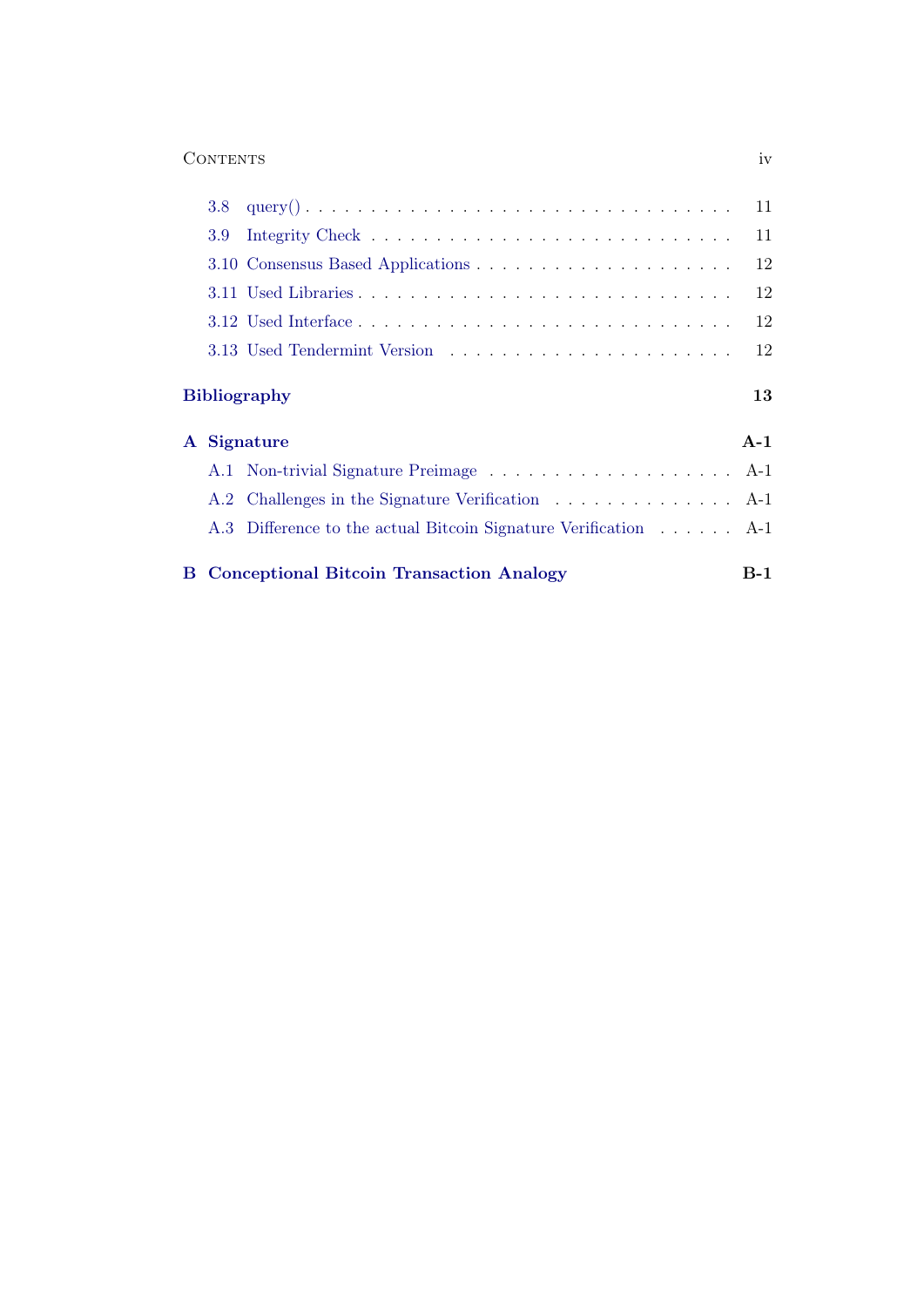- 3.8 query() . . . . . 11
- 3.9 Integrity Check . . . . . 11
- 3.10 Consensus Based Applications . . . . . 12
- 3.11 Used Libraries . . . . . 12
- 3.12 Used Interface . . . . . 12
- 3.13 Used Tendermint Version . . . . . 12

**Bibliography** **13**

**A Signature** **A-1**

- A.1 Non-trivial Signature Preimage . . . . . A-1
- A.2 Challenges in the Signature Verification . . . . . A-1
- A.3 Difference to the actual Bitcoin Signature Verification . . . . . A-1

**B Conceptional Bitcoin Transaction Analogy** **B-1**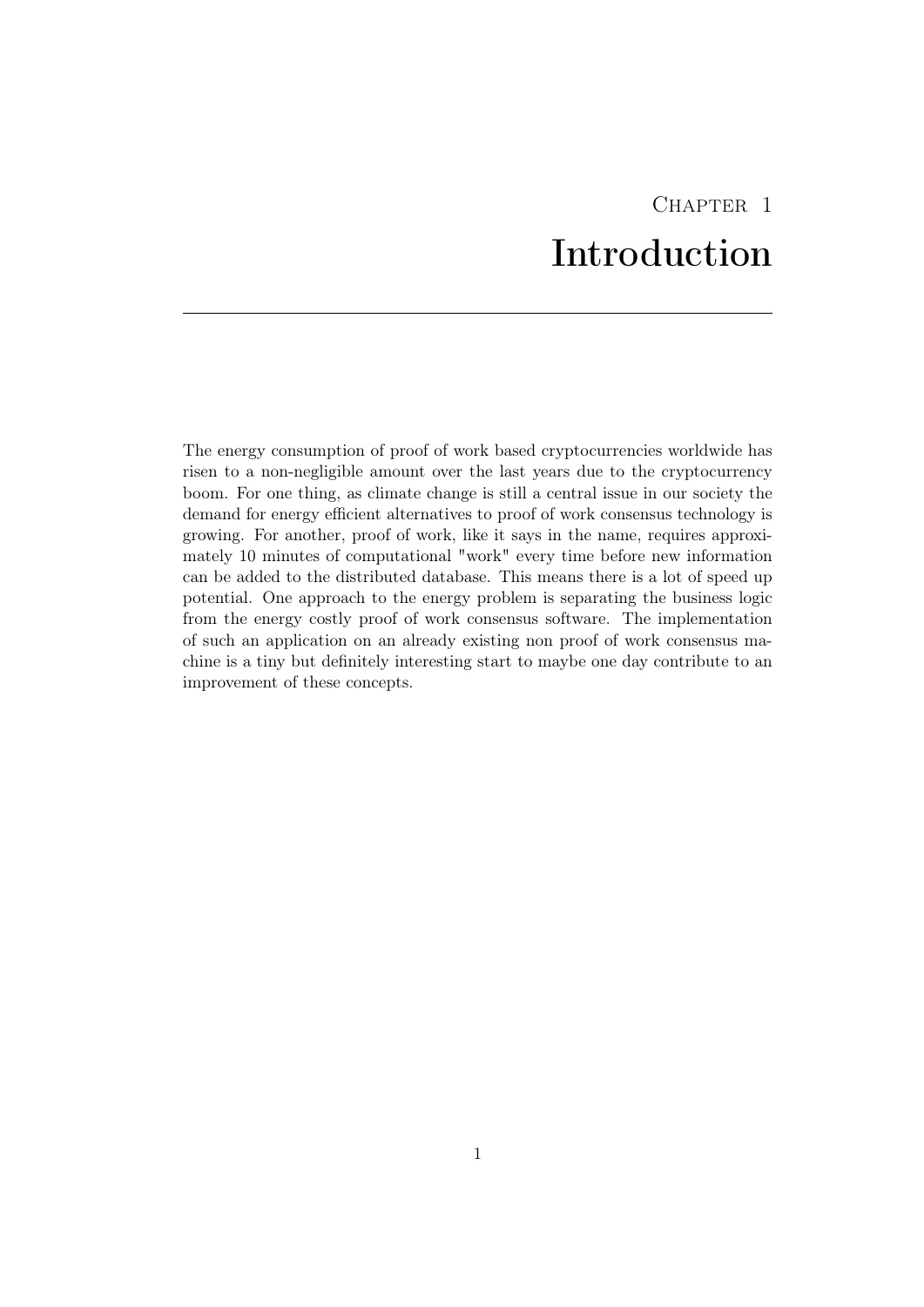# Chapter 1
# Introduction

The energy consumption of proof of work based cryptocurrencies worldwide has risen to a non-negligible amount over the last years due to the cryptocurrency boom. For one thing, as climate change is still a central issue in our society the demand for energy efficient alternatives to proof of work consensus technology is growing. For another, proof of work, like it says in the name, requires approximately 10 minutes of computational "work" every time before new information can be added to the distributed database. This means there is a lot of speed up potential. One approach to the energy problem is separating the business logic from the energy costly proof of work consensus software. The implementation of such an application on an already existing non proof of work consensus machine is a tiny but definitely interesting start to maybe one day contribute to an improvement of these concepts.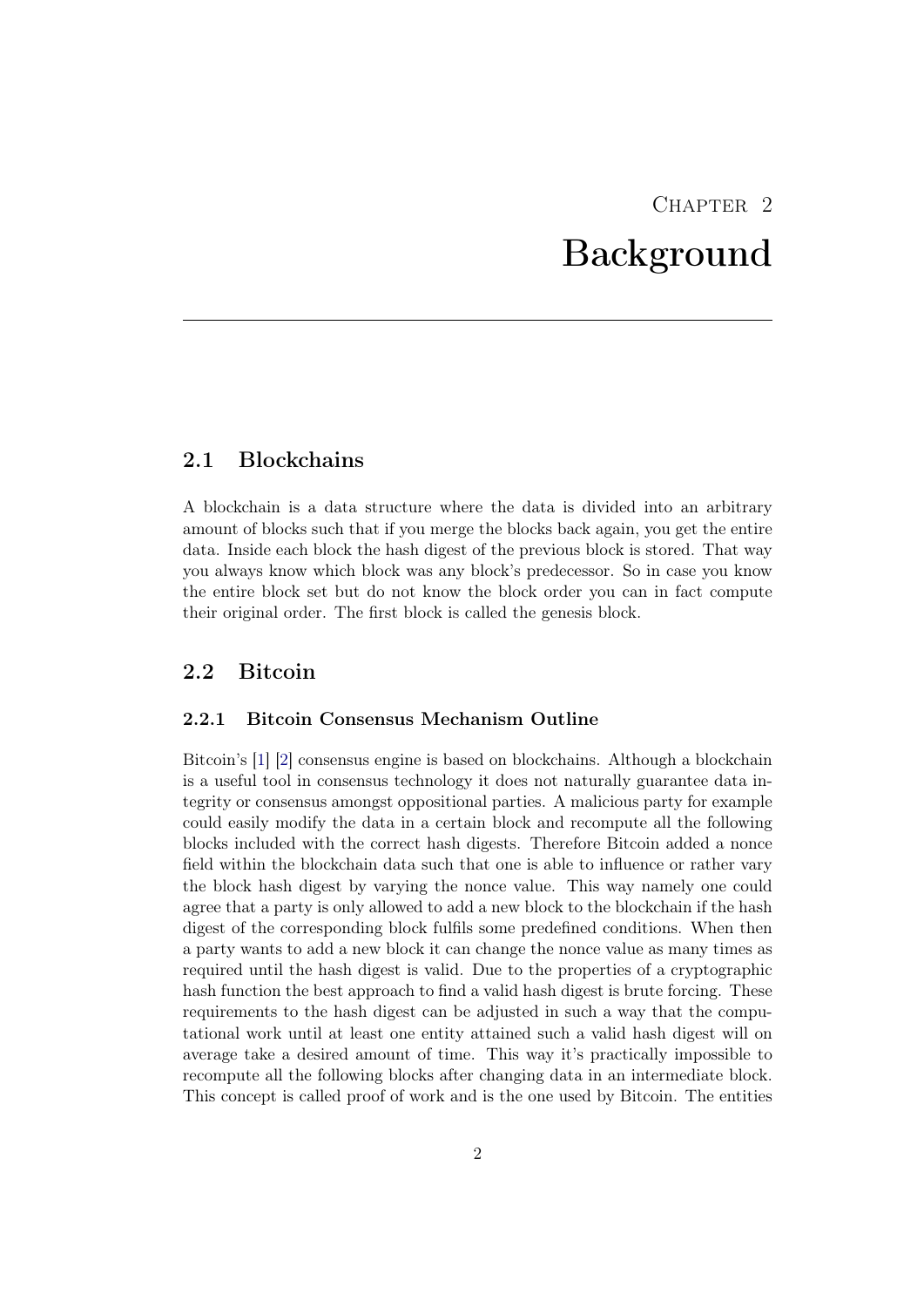# Chapter 2
# Background

## 2.1 Blockchains

A blockchain is a data structure where the data is divided into an arbitrary amount of blocks such that if you merge the blocks back again, you get the entire data. Inside each block the hash digest of the previous block is stored. That way you always know which block was any block's predecessor. So in case you know the entire block set but do not know the block order you can in fact compute their original order. The first block is called the genesis block.

## 2.2 Bitcoin

### 2.2.1 Bitcoin Consensus Mechanism Outline

Bitcoin's [1] [2] consensus engine is based on blockchains. Although a blockchain is a useful tool in consensus technology it does not naturally guarantee data integrity or consensus amongst oppositional parties. A malicious party for example could easily modify the data in a certain block and recompute all the following blocks included with the correct hash digests. Therefore Bitcoin added a nonce field within the blockchain data such that one is able to influence or rather vary the block hash digest by varying the nonce value. This way namely one could agree that a party is only allowed to add a new block to the blockchain if the hash digest of the corresponding block fulfils some predefined conditions. When then a party wants to add a new block it can change the nonce value as many times as required until the hash digest is valid. Due to the properties of a cryptographic hash function the best approach to find a valid hash digest is brute forcing. These requirements to the hash digest can be adjusted in such a way that the computational work until at least one entity attained such a valid hash digest will on average take a desired amount of time. This way it's practically impossible to recompute all the following blocks after changing data in an intermediate block. This concept is called proof of work and is the one used by Bitcoin. The entities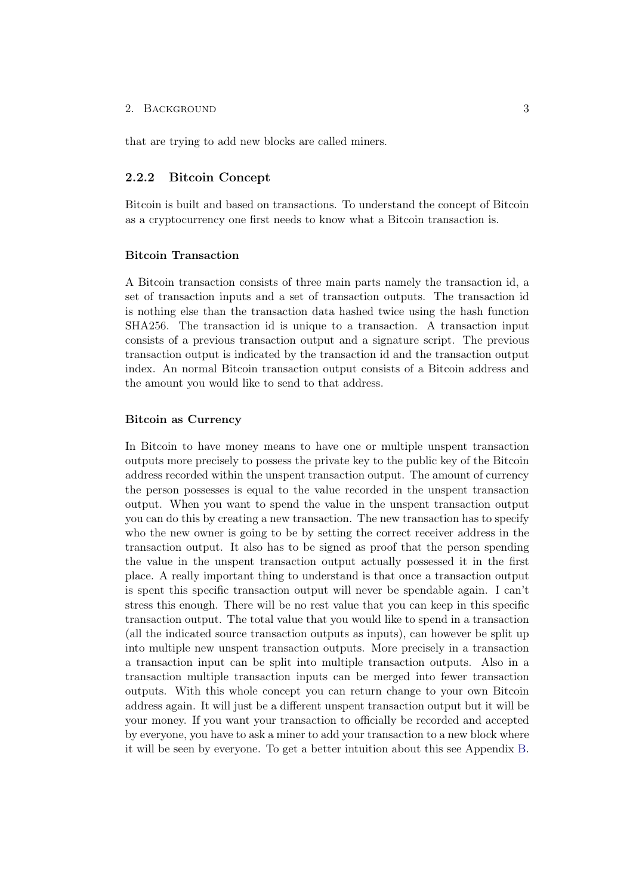that are trying to add new blocks are called miners.

### 2.2.2 Bitcoin Concept

Bitcoin is built and based on transactions. To understand the concept of Bitcoin as a cryptocurrency one first needs to know what a Bitcoin transaction is.

#### Bitcoin Transaction

A Bitcoin transaction consists of three main parts namely the transaction id, a set of transaction inputs and a set of transaction outputs. The transaction id is nothing else than the transaction data hashed twice using the hash function SHA256. The transaction id is unique to a transaction. A transaction input consists of a previous transaction output and a signature script. The previous transaction output is indicated by the transaction id and the transaction output index. An normal Bitcoin transaction output consists of a Bitcoin address and the amount you would like to send to that address.

#### Bitcoin as Currency

In Bitcoin to have money means to have one or multiple unspent transaction outputs more precisely to possess the private key to the public key of the Bitcoin address recorded within the unspent transaction output. The amount of currency the person possesses is equal to the value recorded in the unspent transaction output. When you want to spend the value in the unspent transaction output you can do this by creating a new transaction. The new transaction has to specify who the new owner is going to be by setting the correct receiver address in the transaction output. It also has to be signed as proof that the person spending the value in the unspent transaction output actually possessed it in the first place. A really important thing to understand is that once a transaction output is spent this specific transaction output will never be spendable again. I can't stress this enough. There will be no rest value that you can keep in this specific transaction output. The total value that you would like to spend in a transaction (all the indicated source transaction outputs as inputs), can however be split up into multiple new unspent transaction outputs. More precisely in a transaction a transaction input can be split into multiple transaction outputs. Also in a transaction multiple transaction inputs can be merged into fewer transaction outputs. With this whole concept you can return change to your own Bitcoin address again. It will just be a different unspent transaction output but it will be your money. If you want your transaction to officially be recorded and accepted by everyone, you have to ask a miner to add your transaction to a new block where it will be seen by everyone. To get a better intuition about this see Appendix B.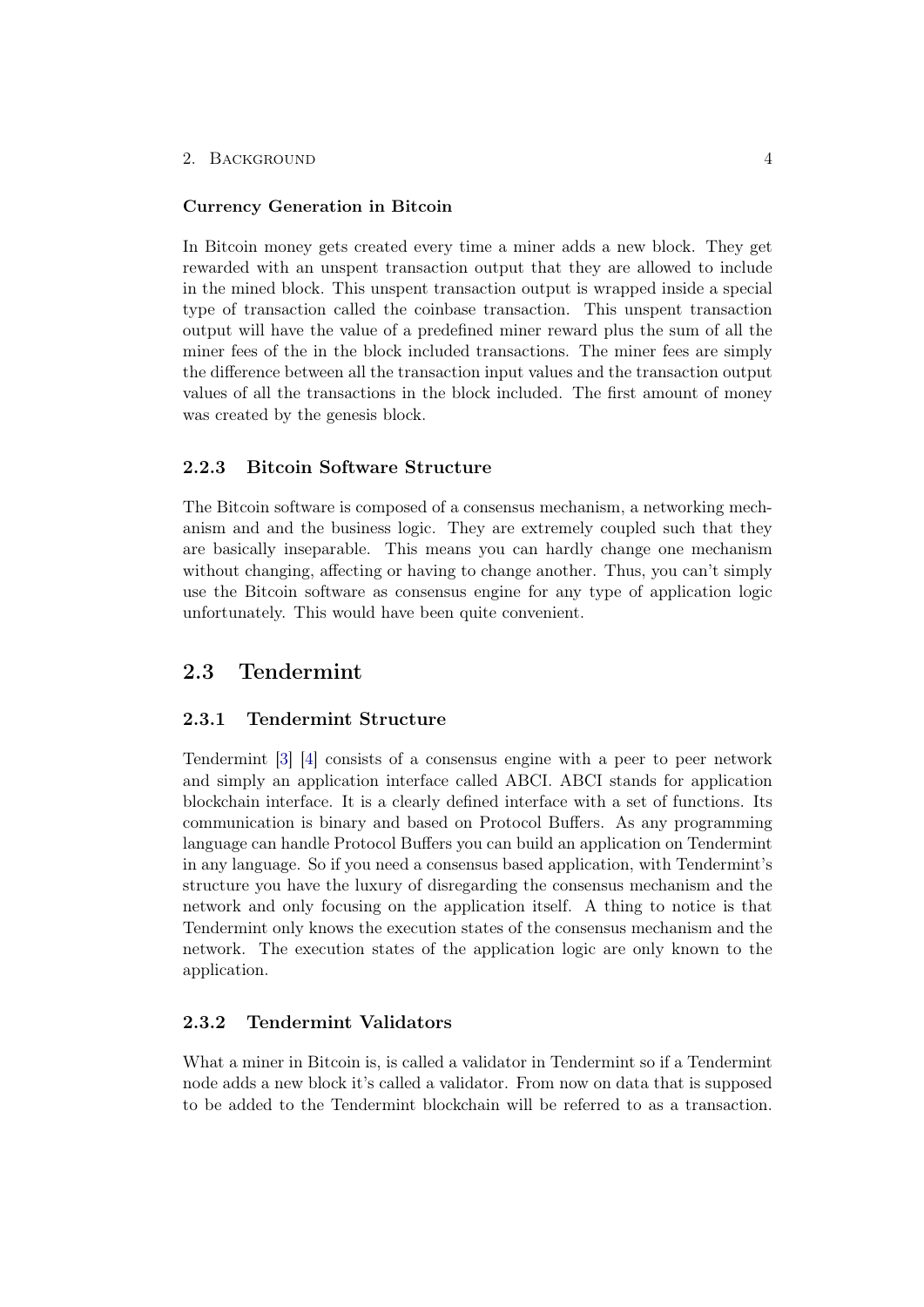**Currency Generation in Bitcoin**

In Bitcoin money gets created every time a miner adds a new block. They get rewarded with an unspent transaction output that they are allowed to include in the mined block. This unspent transaction output is wrapped inside a special type of transaction called the coinbase transaction. This unspent transaction output will have the value of a predefined miner reward plus the sum of all the miner fees of the in the block included transactions. The miner fees are simply the difference between all the transaction input values and the transaction output values of all the transactions in the block included. The first amount of money was created by the genesis block.

### 2.2.3 Bitcoin Software Structure

The Bitcoin software is composed of a consensus mechanism, a networking mechanism and and the business logic. They are extremely coupled such that they are basically inseparable. This means you can hardly change one mechanism without changing, affecting or having to change another. Thus, you can't simply use the Bitcoin software as consensus engine for any type of application logic unfortunately. This would have been quite convenient.

## 2.3 Tendermint

### 2.3.1 Tendermint Structure

Tendermint [3] [4] consists of a consensus engine with a peer to peer network and simply an application interface called ABCI. ABCI stands for application blockchain interface. It is a clearly defined interface with a set of functions. Its communication is binary and based on Protocol Buffers. As any programming language can handle Protocol Buffers you can build an application on Tendermint in any language. So if you need a consensus based application, with Tendermint's structure you have the luxury of disregarding the consensus mechanism and the network and only focusing on the application itself. A thing to notice is that Tendermint only knows the execution states of the consensus mechanism and the network. The execution states of the application logic are only known to the application.

### 2.3.2 Tendermint Validators

What a miner in Bitcoin is, is called a validator in Tendermint so if a Tendermint node adds a new block it's called a validator. From now on data that is supposed to be added to the Tendermint blockchain will be referred to as a transaction.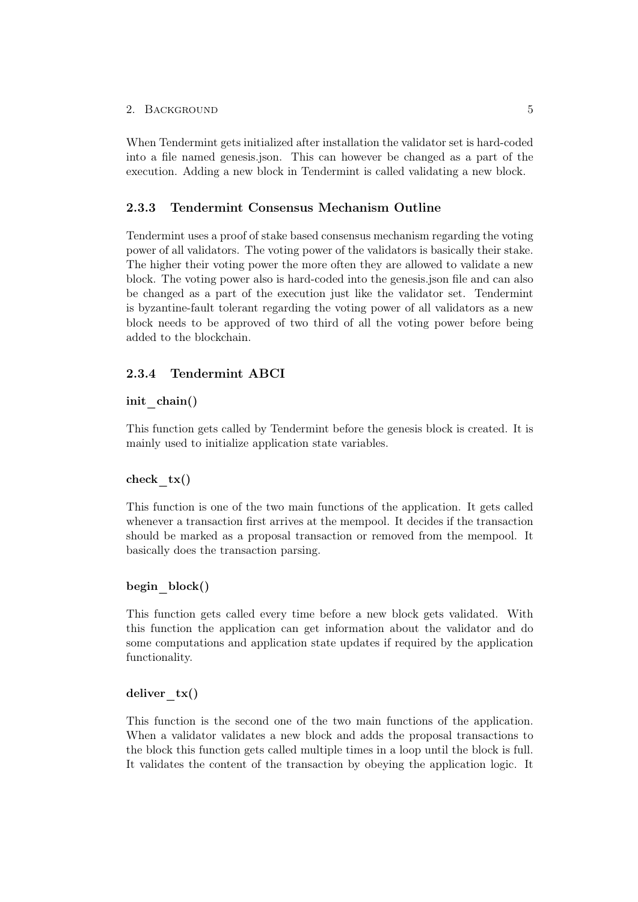When Tendermint gets initialized after installation the validator set is hard-coded into a file named genesis.json. This can however be changed as a part of the execution. Adding a new block in Tendermint is called validating a new block.

### 2.3.3 Tendermint Consensus Mechanism Outline

Tendermint uses a proof of stake based consensus mechanism regarding the voting power of all validators. The voting power of the validators is basically their stake. The higher their voting power the more often they are allowed to validate a new block. The voting power also is hard-coded into the genesis.json file and can also be changed as a part of the execution just like the validator set. Tendermint is byzantine-fault tolerant regarding the voting power of all validators as a new block needs to be approved of two third of all the voting power before being added to the blockchain.

### 2.3.4 Tendermint ABCI

#### init_chain()

This function gets called by Tendermint before the genesis block is created. It is mainly used to initialize application state variables.

#### check_tx()

This function is one of the two main functions of the application. It gets called whenever a transaction first arrives at the mempool. It decides if the transaction should be marked as a proposal transaction or removed from the mempool. It basically does the transaction parsing.

#### begin_block()

This function gets called every time before a new block gets validated. With this function the application can get information about the validator and do some computations and application state updates if required by the application functionality.

#### deliver_tx()

This function is the second one of the two main functions of the application. When a validator validates a new block and adds the proposal transactions to the block this function gets called multiple times in a loop until the block is full. It validates the content of the transaction by obeying the application logic. It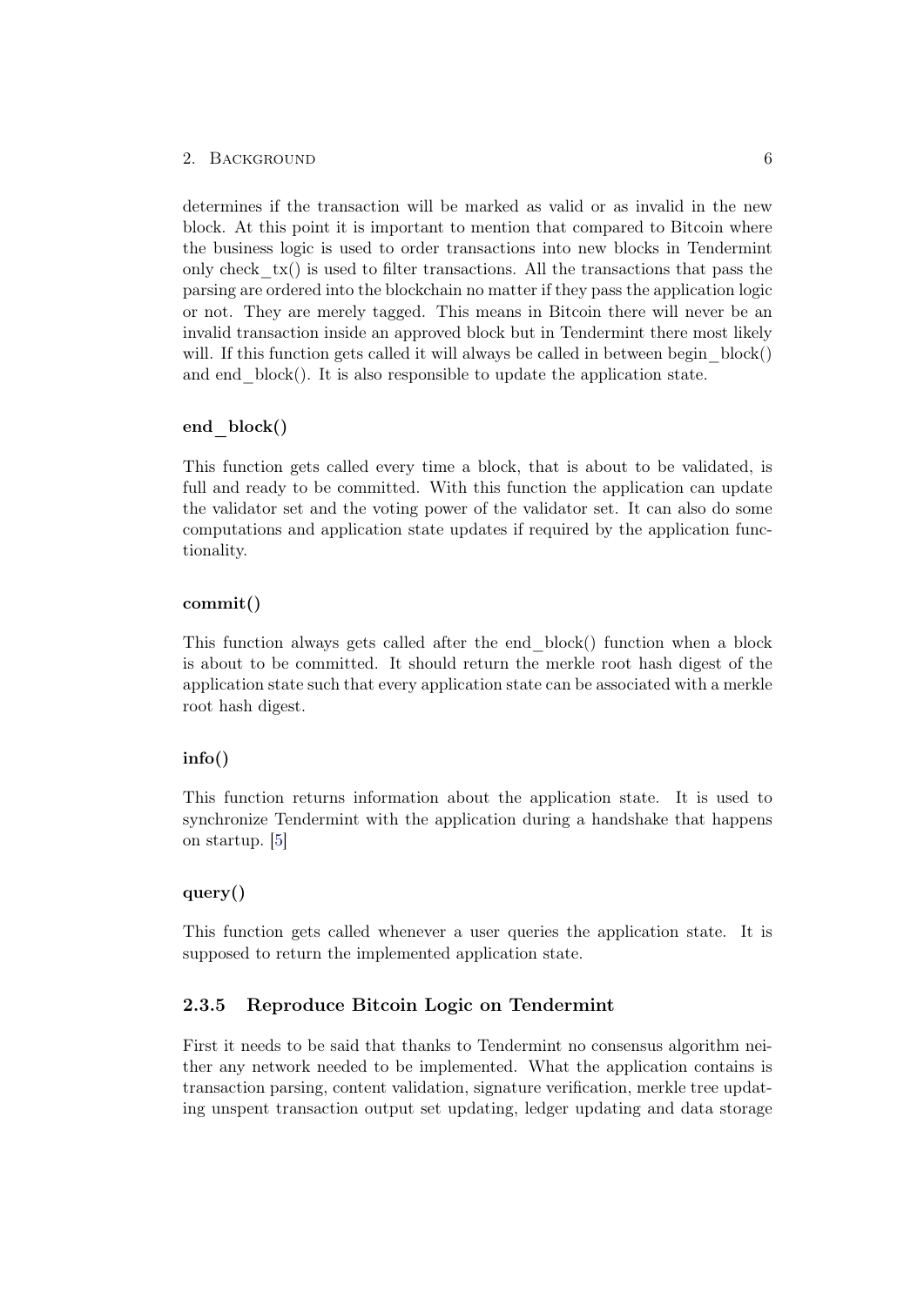determines if the transaction will be marked as valid or as invalid in the new block. At this point it is important to mention that compared to Bitcoin where the business logic is used to order transactions into new blocks in Tendermint only check_tx() is used to filter transactions. All the transactions that pass the parsing are ordered into the blockchain no matter if they pass the application logic or not. They are merely tagged. This means in Bitcoin there will never be an invalid transaction inside an approved block but in Tendermint there most likely will. If this function gets called it will always be called in between begin_block() and end_block(). It is also responsible to update the application state.

#### end_block()

This function gets called every time a block, that is about to be validated, is full and ready to be committed. With this function the application can update the validator set and the voting power of the validator set. It can also do some computations and application state updates if required by the application functionality.

#### commit()

This function always gets called after the end_block() function when a block is about to be committed. It should return the merkle root hash digest of the application state such that every application state can be associated with a merkle root hash digest.

#### info()

This function returns information about the application state. It is used to synchronize Tendermint with the application during a handshake that happens on startup. [5]

#### query()

This function gets called whenever a user queries the application state. It is supposed to return the implemented application state.

### 2.3.5 Reproduce Bitcoin Logic on Tendermint

First it needs to be said that thanks to Tendermint no consensus algorithm neither any network needed to be implemented. What the application contains is transaction parsing, content validation, signature verification, merkle tree updating unspent transaction output set updating, ledger updating and data storage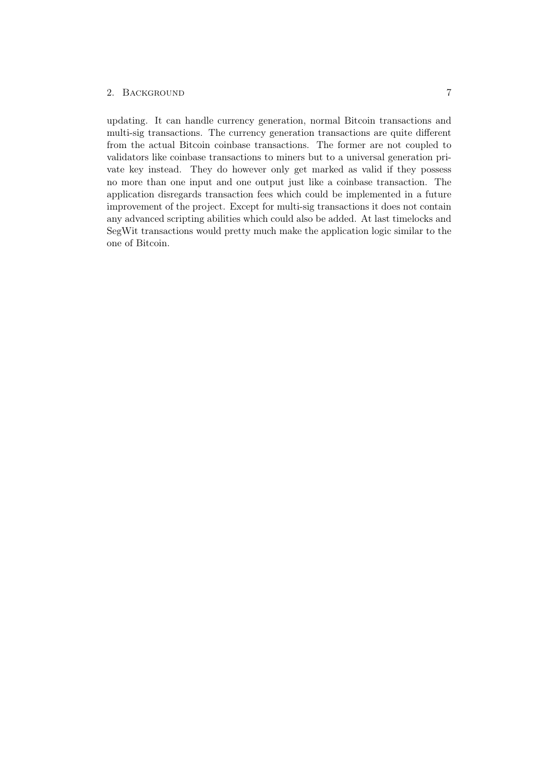updating. It can handle currency generation, normal Bitcoin transactions and multi-sig transactions. The currency generation transactions are quite different from the actual Bitcoin coinbase transactions. The former are not coupled to validators like coinbase transactions to miners but to a universal generation private key instead. They do however only get marked as valid if they possess no more than one input and one output just like a coinbase transaction. The application disregards transaction fees which could be implemented in a future improvement of the project. Except for multi-sig transactions it does not contain any advanced scripting abilities which could also be added. At last timelocks and SegWit transactions would pretty much make the application logic similar to the one of Bitcoin.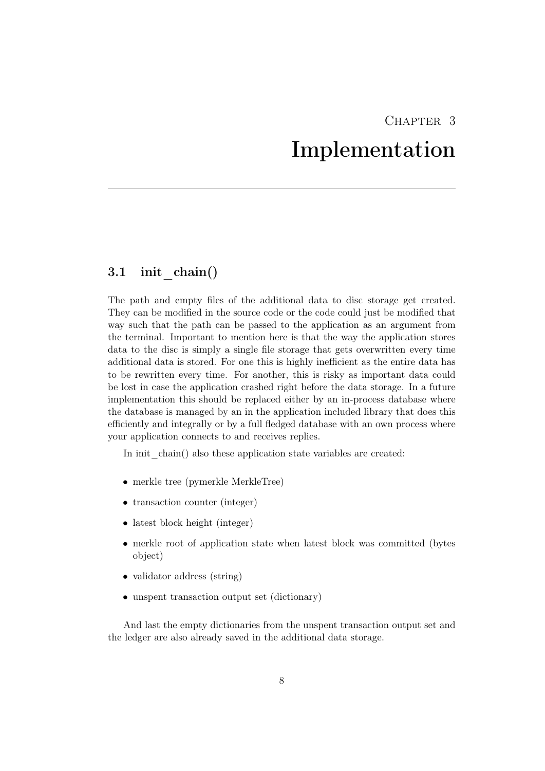# Chapter 3
# Implementation

## 3.1 init_chain()

The path and empty files of the additional data to disc storage get created. They can be modified in the source code or the code could just be modified that way such that the path can be passed to the application as an argument from the terminal. Important to mention here is that the way the application stores data to the disc is simply a single file storage that gets overwritten every time additional data is stored. For one this is highly inefficient as the entire data has to be rewritten every time. For another, this is risky as important data could be lost in case the application crashed right before the data storage. In a future implementation this should be replaced either by an in-process database where the database is managed by an in the application included library that does this efficiently and integrally or by a full fledged database with an own process where your application connects to and receives replies.

In init_chain() also these application state variables are created:

- merkle tree (pymerkle MerkleTree)
- transaction counter (integer)
- latest block height (integer)
- merkle root of application state when latest block was committed (bytes object)
- validator address (string)
- unspent transaction output set (dictionary)

And last the empty dictionaries from the unspent transaction output set and the ledger are also already saved in the additional data storage.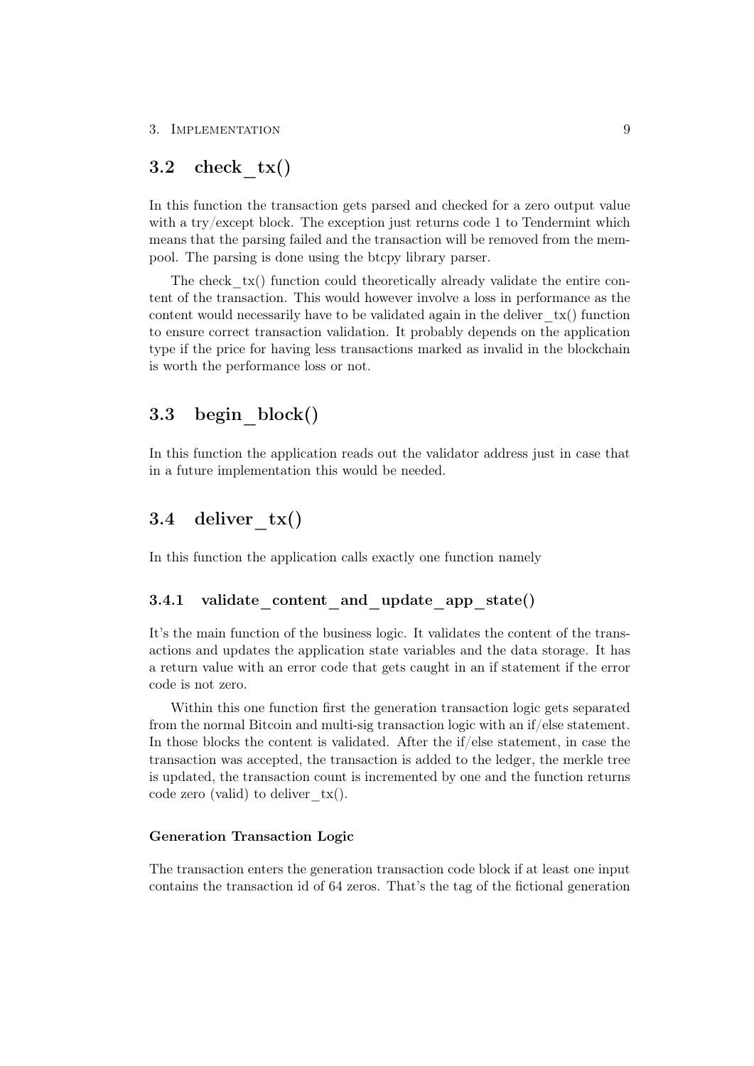## 3.2 check_tx()

In this function the transaction gets parsed and checked for a zero output value with a try/except block. The exception just returns code 1 to Tendermint which means that the parsing failed and the transaction will be removed from the mempool. The parsing is done using the btcpy library parser.

The check_tx() function could theoretically already validate the entire content of the transaction. This would however involve a loss in performance as the content would necessarily have to be validated again in the deliver_tx() function to ensure correct transaction validation. It probably depends on the application type if the price for having less transactions marked as invalid in the blockchain is worth the performance loss or not.

## 3.3 begin_block()

In this function the application reads out the validator address just in case that in a future implementation this would be needed.

## 3.4 deliver_tx()

In this function the application calls exactly one function namely

### 3.4.1 validate_content_and_update_app_state()

It's the main function of the business logic. It validates the content of the transactions and updates the application state variables and the data storage. It has a return value with an error code that gets caught in an if statement if the error code is not zero.

Within this one function first the generation transaction logic gets separated from the normal Bitcoin and multi-sig transaction logic with an if/else statement. In those blocks the content is validated. After the if/else statement, in case the transaction was accepted, the transaction is added to the ledger, the merkle tree is updated, the transaction count is incremented by one and the function returns code zero (valid) to deliver_tx().

#### Generation Transaction Logic

The transaction enters the generation transaction code block if at least one input contains the transaction id of 64 zeros. That's the tag of the fictional generation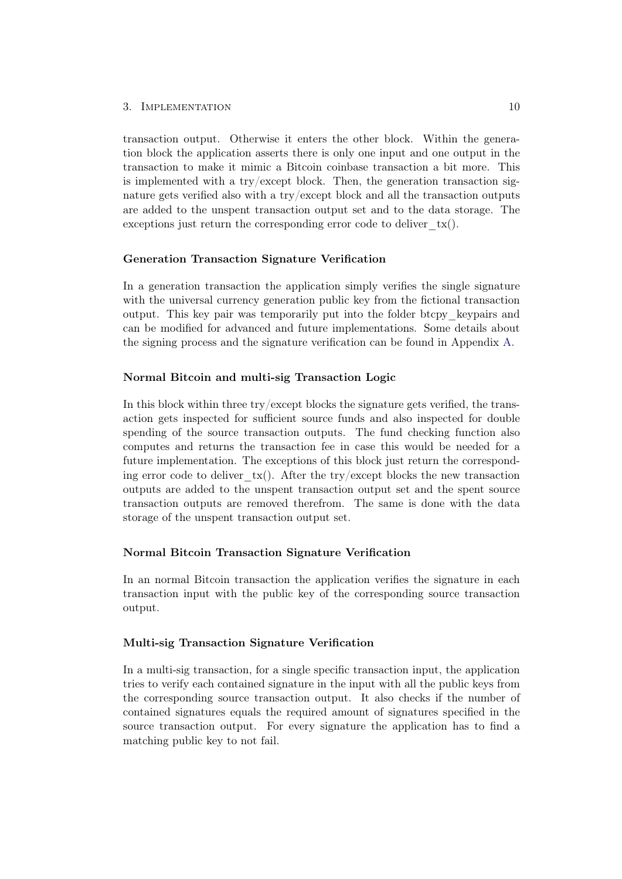transaction output. Otherwise it enters the other block. Within the generation block the application asserts there is only one input and one output in the transaction to make it mimic a Bitcoin coinbase transaction a bit more. This is implemented with a try/except block. Then, the generation transaction signature gets verified also with a try/except block and all the transaction outputs are added to the unspent transaction output set and to the data storage. The exceptions just return the corresponding error code to deliver_tx().

#### Generation Transaction Signature Verification

In a generation transaction the application simply verifies the single signature with the universal currency generation public key from the fictional transaction output. This key pair was temporarily put into the folder btcpy_keypairs and can be modified for advanced and future implementations. Some details about the signing process and the signature verification can be found in Appendix A.

#### Normal Bitcoin and multi-sig Transaction Logic

In this block within three try/except blocks the signature gets verified, the transaction gets inspected for sufficient source funds and also inspected for double spending of the source transaction outputs. The fund checking function also computes and returns the transaction fee in case this would be needed for a future implementation. The exceptions of this block just return the corresponding error code to deliver_tx(). After the try/except blocks the new transaction outputs are added to the unspent transaction output set and the spent source transaction outputs are removed therefrom. The same is done with the data storage of the unspent transaction output set.

#### Normal Bitcoin Transaction Signature Verification

In an normal Bitcoin transaction the application verifies the signature in each transaction input with the public key of the corresponding source transaction output.

#### Multi-sig Transaction Signature Verification

In a multi-sig transaction, for a single specific transaction input, the application tries to verify each contained signature in the input with all the public keys from the corresponding source transaction output. It also checks if the number of contained signatures equals the required amount of signatures specified in the source transaction output. For every signature the application has to find a matching public key to not fail.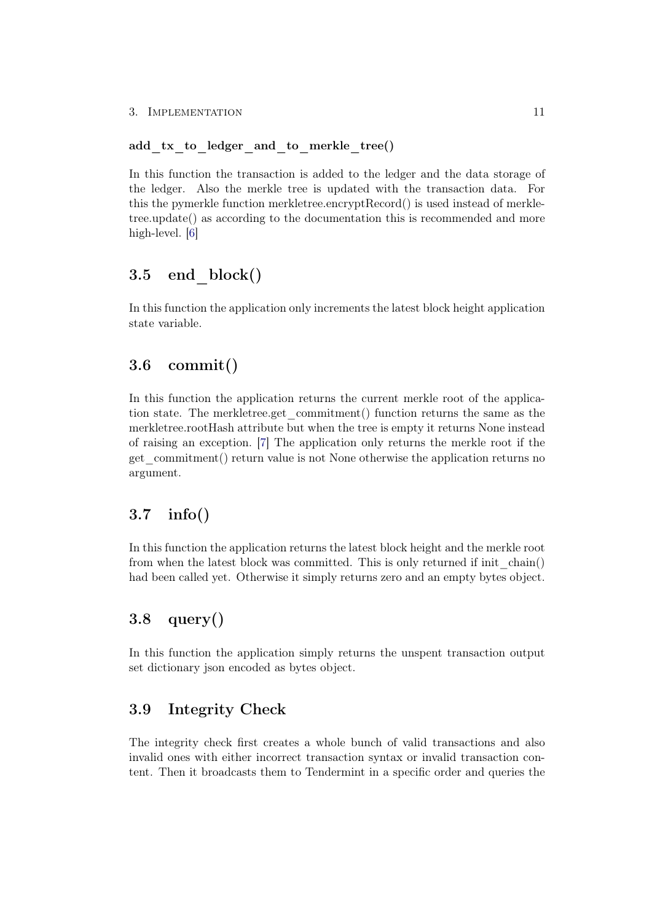**add_tx_to_ledger_and_to_merkle_tree()**

In this function the transaction is added to the ledger and the data storage of the ledger. Also the merkle tree is updated with the transaction data. For this the pymerkle function merkletree.encryptRecord() is used instead of merkletree.update() as according to the documentation this is recommended and more high-level. [6]

## 3.5 end_block()

In this function the application only increments the latest block height application state variable.

## 3.6 commit()

In this function the application returns the current merkle root of the application state. The merkletree.get_commitment() function returns the same as the merkletree.rootHash attribute but when the tree is empty it returns None instead of raising an exception. [7] The application only returns the merkle root if the get_commitment() return value is not None otherwise the application returns no argument.

## 3.7 info()

In this function the application returns the latest block height and the merkle root from when the latest block was committed. This is only returned if init_chain() had been called yet. Otherwise it simply returns zero and an empty bytes object.

## 3.8 query()

In this function the application simply returns the unspent transaction output set dictionary json encoded as bytes object.

## 3.9 Integrity Check

The integrity check first creates a whole bunch of valid transactions and also invalid ones with either incorrect transaction syntax or invalid transaction content. Then it broadcasts them to Tendermint in a specific order and queries the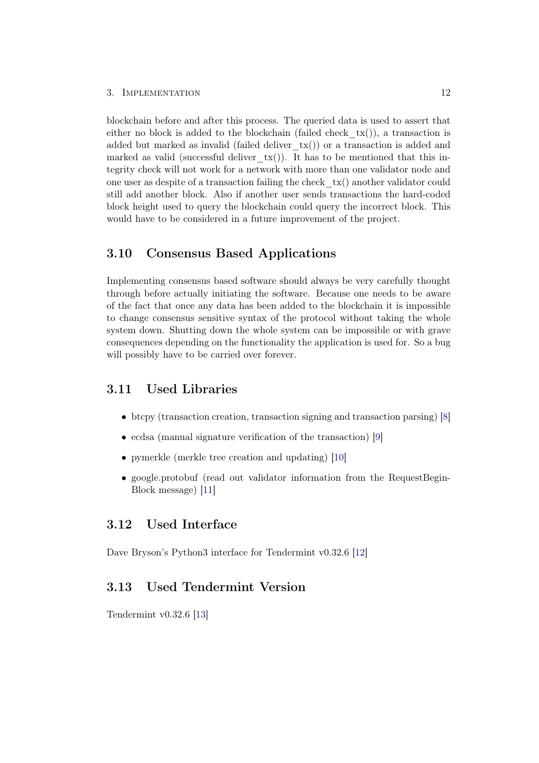blockchain before and after this process. The queried data is used to assert that either no block is added to the blockchain (failed check_tx()), a transaction is added but marked as invalid (failed deliver_tx()) or a transaction is added and marked as valid (successful deliver_tx()). It has to be mentioned that this integrity check will not work for a network with more than one validator node and one user as despite of a transaction failing the check_tx() another validator could still add another block. Also if another user sends transactions the hard-coded block height used to query the blockchain could query the incorrect block. This would have to be considered in a future improvement of the project.

## 3.10 Consensus Based Applications

Implementing consensus based software should always be very carefully thought through before actually initiating the software. Because one needs to be aware of the fact that once any data has been added to the blockchain it is impossible to change consensus sensitive syntax of the protocol without taking the whole system down. Shutting down the whole system can be impossible or with grave consequences depending on the functionality the application is used for. So a bug will possibly have to be carried over forever.

## 3.11 Used Libraries

- btcpy (transaction creation, transaction signing and transaction parsing) [8]
- ecdsa (manual signature verification of the transaction) [9]
- pymerkle (merkle tree creation and updating) [10]
- google.protobuf (read out validator information from the RequestBeginBlock message) [11]

## 3.12 Used Interface

Dave Bryson's Python3 interface for Tendermint v0.32.6 [12]

## 3.13 Used Tendermint Version

Tendermint v0.32.6 [13]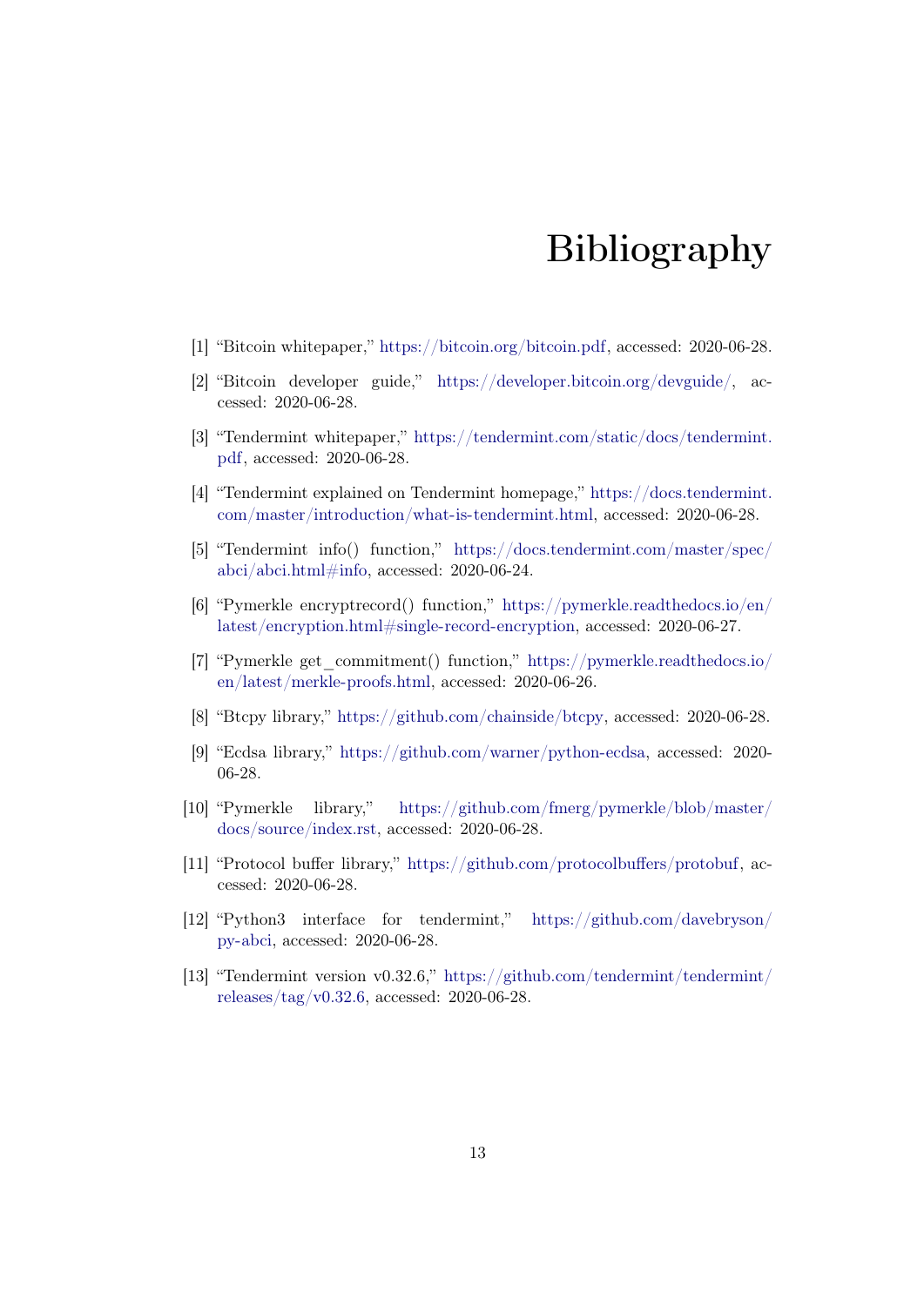# Bibliography

[1] "Bitcoin whitepaper," https://bitcoin.org/bitcoin.pdf, accessed: 2020-06-28.

[2] "Bitcoin developer guide," https://developer.bitcoin.org/devguide/, accessed: 2020-06-28.

[3] "Tendermint whitepaper," https://tendermint.com/static/docs/tendermint.pdf, accessed: 2020-06-28.

[4] "Tendermint explained on Tendermint homepage," https://docs.tendermint.com/master/introduction/what-is-tendermint.html, accessed: 2020-06-28.

[5] "Tendermint info() function," https://docs.tendermint.com/master/spec/abci/abci.html#info, accessed: 2020-06-24.

[6] "Pymerkle encryptrecord() function," https://pymerkle.readthedocs.io/en/latest/encryption.html#single-record-encryption, accessed: 2020-06-27.

[7] "Pymerkle get_commitment() function," https://pymerkle.readthedocs.io/en/latest/merkle-proofs.html, accessed: 2020-06-26.

[8] "Btcpy library," https://github.com/chainside/btcpy, accessed: 2020-06-28.

[9] "Ecdsa library," https://github.com/warner/python-ecdsa, accessed: 2020-06-28.

[10] "Pymerkle library," https://github.com/fmerg/pymerkle/blob/master/docs/source/index.rst, accessed: 2020-06-28.

[11] "Protocol buffer library," https://github.com/protocolbuffers/protobuf, accessed: 2020-06-28.

[12] "Python3 interface for tendermint," https://github.com/davebryson/py-abci, accessed: 2020-06-28.

[13] "Tendermint version v0.32.6," https://github.com/tendermint/tendermint/releases/tag/v0.32.6, accessed: 2020-06-28.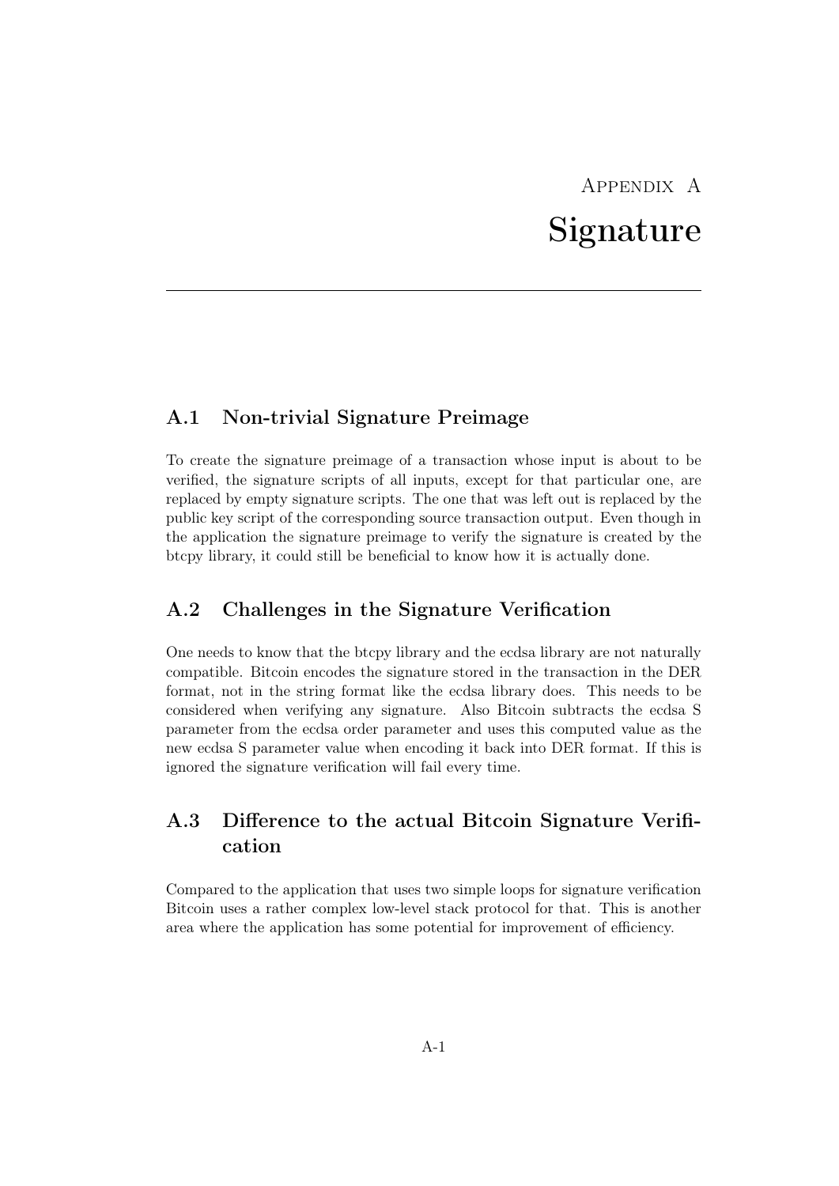# Appendix A
# Signature

## A.1 Non-trivial Signature Preimage

To create the signature preimage of a transaction whose input is about to be verified, the signature scripts of all inputs, except for that particular one, are replaced by empty signature scripts. The one that was left out is replaced by the public key script of the corresponding source transaction output. Even though in the application the signature preimage to verify the signature is created by the btcpy library, it could still be beneficial to know how it is actually done.

## A.2 Challenges in the Signature Verification

One needs to know that the btcpy library and the ecdsa library are not naturally compatible. Bitcoin encodes the signature stored in the transaction in the DER format, not in the string format like the ecdsa library does. This needs to be considered when verifying any signature. Also Bitcoin subtracts the ecdsa S parameter from the ecdsa order parameter and uses this computed value as the new ecdsa S parameter value when encoding it back into DER format. If this is ignored the signature verification will fail every time.

## A.3 Difference to the actual Bitcoin Signature Verification

Compared to the application that uses two simple loops for signature verification Bitcoin uses a rather complex low-level stack protocol for that. This is another area where the application has some potential for improvement of efficiency.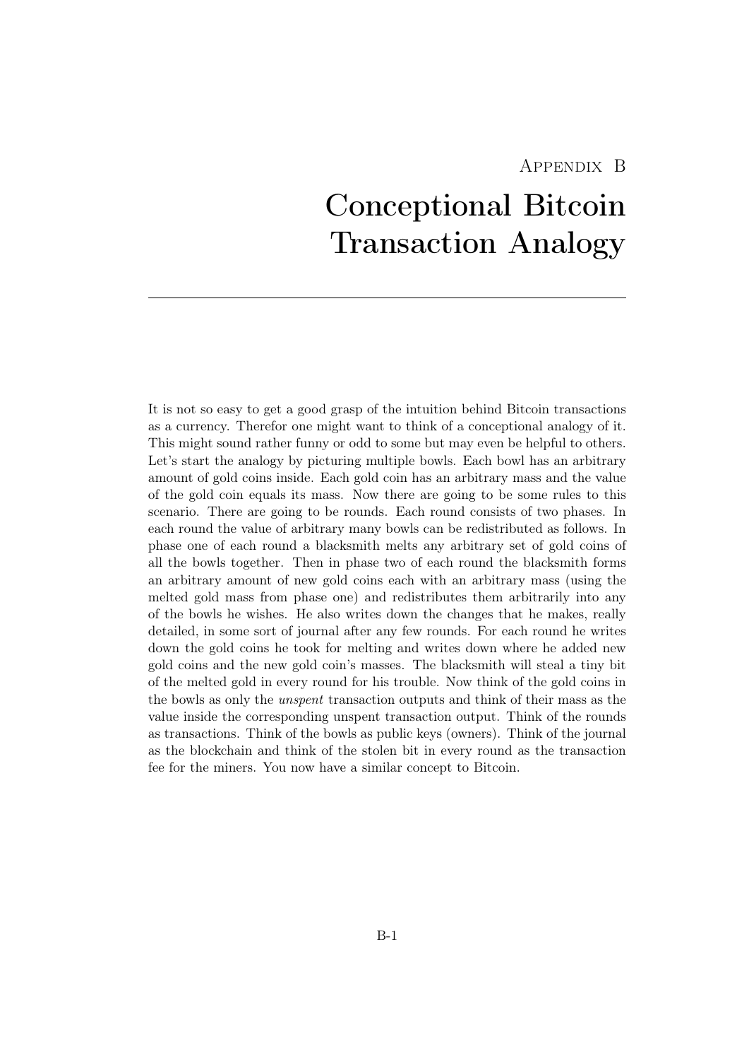# Appendix B

# Conceptional Bitcoin Transaction Analogy

It is not so easy to get a good grasp of the intuition behind Bitcoin transactions as a currency. Therefor one might want to think of a conceptional analogy of it. This might sound rather funny or odd to some but may even be helpful to others. Let's start the analogy by picturing multiple bowls. Each bowl has an arbitrary amount of gold coins inside. Each gold coin has an arbitrary mass and the value of the gold coin equals its mass. Now there are going to be some rules to this scenario. There are going to be rounds. Each round consists of two phases. In each round the value of arbitrary many bowls can be redistributed as follows. In phase one of each round a blacksmith melts any arbitrary set of gold coins of all the bowls together. Then in phase two of each round the blacksmith forms an arbitrary amount of new gold coins each with an arbitrary mass (using the melted gold mass from phase one) and redistributes them arbitrarily into any of the bowls he wishes. He also writes down the changes that he makes, really detailed, in some sort of journal after any few rounds. For each round he writes down the gold coins he took for melting and writes down where he added new gold coins and the new gold coin's masses. The blacksmith will steal a tiny bit of the melted gold in every round for his trouble. Now think of the gold coins in the bowls as only the *unspent* transaction outputs and think of their mass as the value inside the corresponding unspent transaction output. Think of the rounds as transactions. Think of the bowls as public keys (owners). Think of the journal as the blockchain and think of the stolen bit in every round as the transaction fee for the miners. You now have a similar concept to Bitcoin.